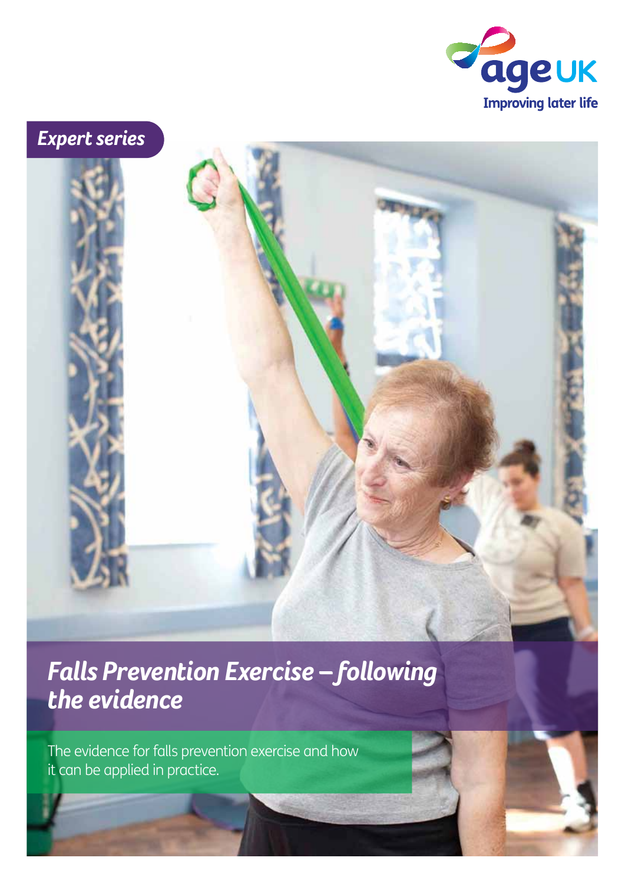age UK

Improving later life

*Expert series*

# *Falls Prevention Exercise – following the evidence*

The evidence for falls prevention exercise and how it can be applied in practice.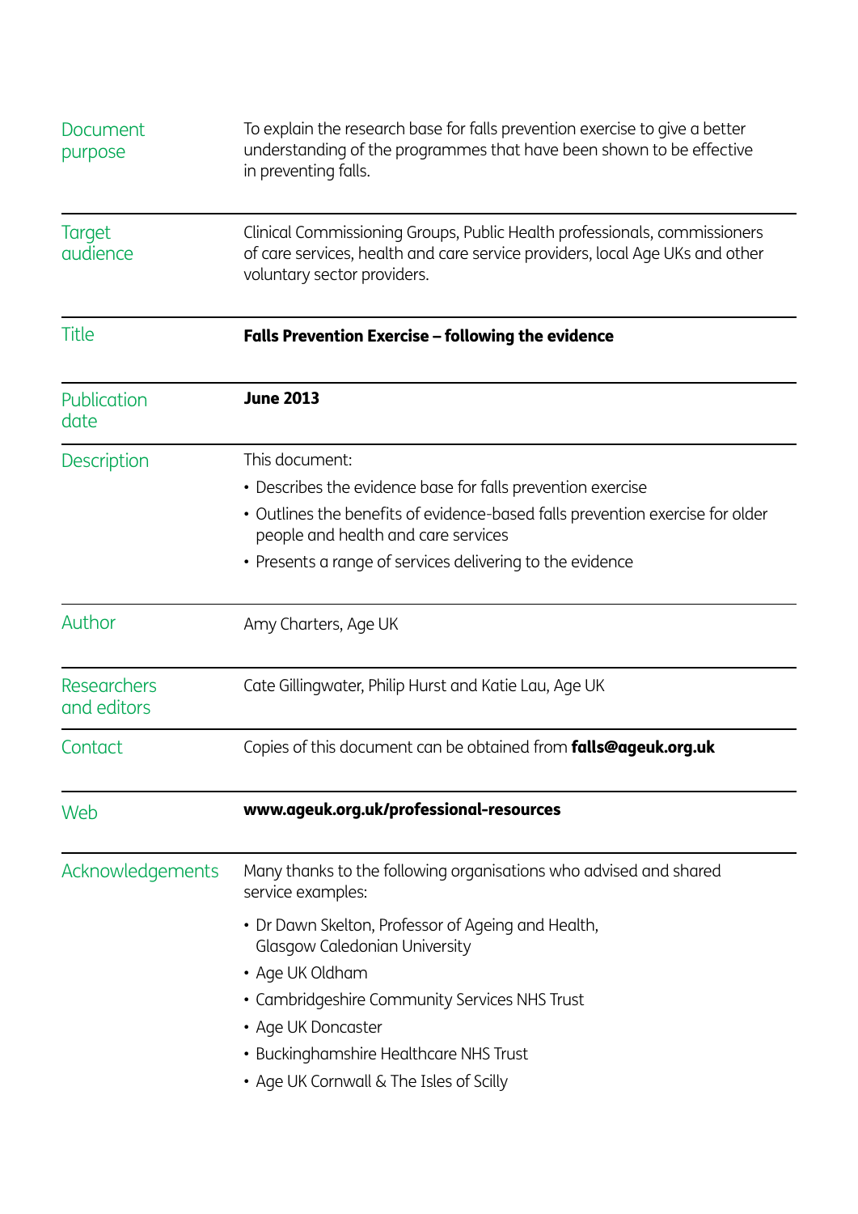| | |
|---|---|
| Document purpose | To explain the research base for falls prevention exercise to give a better understanding of the programmes that have been shown to be effective in preventing falls. |
| Target audience | Clinical Commissioning Groups, Public Health professionals, commissioners of care services, health and care service providers, local Age UKs and other voluntary sector providers. |
| Title | **Falls Prevention Exercise – following the evidence** |
| Publication date | **June 2013** |
| Description | This document:<br>• Describes the evidence base for falls prevention exercise<br>• Outlines the benefits of evidence-based falls prevention exercise for older people and health and care services<br>• Presents a range of services delivering to the evidence |
| Author | Amy Charters, Age UK |
| Researchers and editors | Cate Gillingwater, Philip Hurst and Katie Lau, Age UK |
| Contact | Copies of this document can be obtained from **falls@ageuk.org.uk** |
| Web | **www.ageuk.org.uk/professional-resources** |
| Acknowledgements | Many thanks to the following organisations who advised and shared service examples:<br>• Dr Dawn Skelton, Professor of Ageing and Health, Glasgow Caledonian University<br>• Age UK Oldham<br>• Cambridgeshire Community Services NHS Trust<br>• Age UK Doncaster<br>• Buckinghamshire Healthcare NHS Trust<br>• Age UK Cornwall & The Isles of Scilly |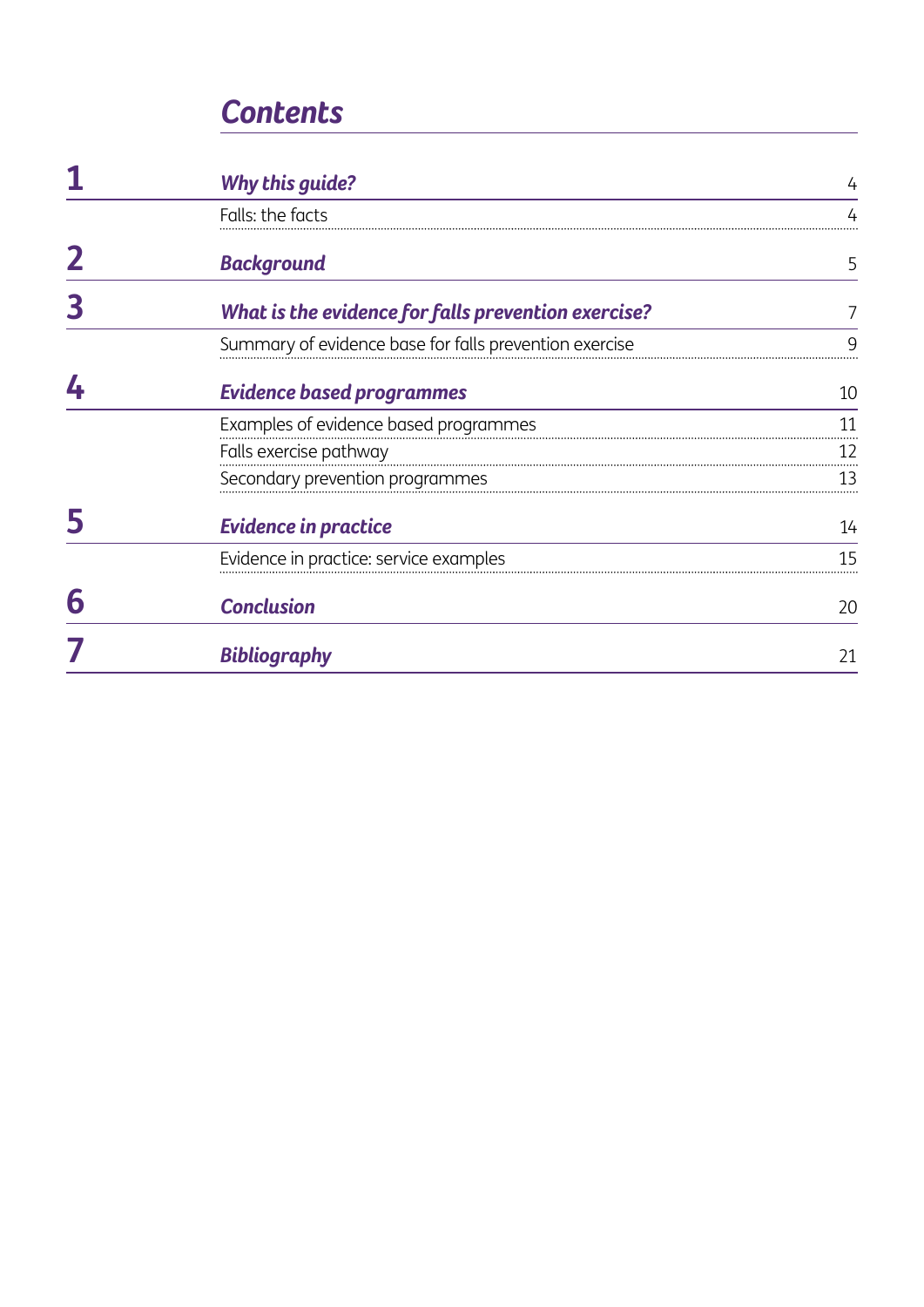# *Contents*

| | | |
|---|---|---|
| **1** | ***Why this guide?*** | 4 |
| | Falls: the facts | 4 |
| **2** | ***Background*** | 5 |
| **3** | ***What is the evidence for falls prevention exercise?*** | 7 |
| | Summary of evidence base for falls prevention exercise | 9 |
| **4** | ***Evidence based programmes*** | 10 |
| | Examples of evidence based programmes | 11 |
| | Falls exercise pathway | 12 |
| | Secondary prevention programmes | 13 |
| **5** | ***Evidence in practice*** | 14 |
| | Evidence in practice: service examples | 15 |
| **6** | ***Conclusion*** | 20 |
| **7** | ***Bibliography*** | 21 |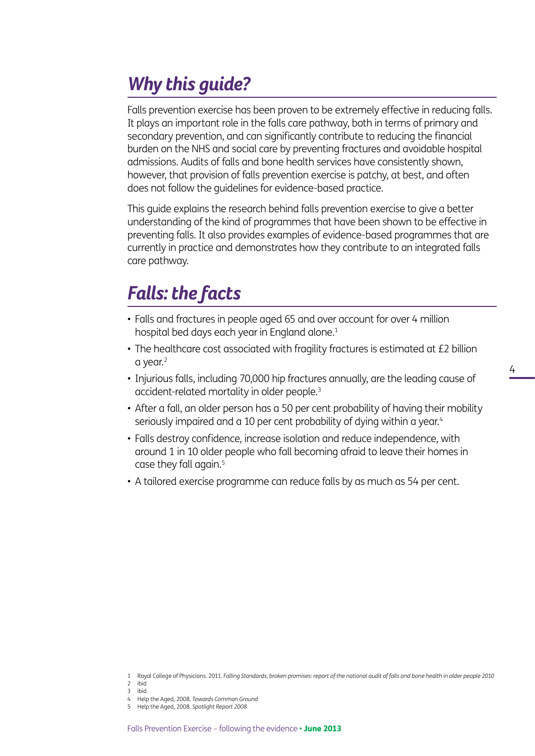## *Why this guide?*

Falls prevention exercise has been proven to be extremely effective in reducing falls. It plays an important role in the falls care pathway, both in terms of primary and secondary prevention, and can significantly contribute to reducing the financial burden on the NHS and social care by preventing fractures and avoidable hospital admissions. Audits of falls and bone health services have consistently shown, however, that provision of falls prevention exercise is patchy, at best, and often does not follow the guidelines for evidence-based practice.

This guide explains the research behind falls prevention exercise to give a better understanding of the kind of programmes that have been shown to be effective in preventing falls. It also provides examples of evidence-based programmes that are currently in practice and demonstrates how they contribute to an integrated falls care pathway.

## *Falls: the facts*

- Falls and fractures in people aged 65 and over account for over 4 million hospital bed days each year in England alone.[1]
- The healthcare cost associated with fragility fractures is estimated at £2 billion a year.[2]
- Injurious falls, including 70,000 hip fractures annually, are the leading cause of accident-related mortality in older people.[3]
- After a fall, an older person has a 50 per cent probability of having their mobility seriously impaired and a 10 per cent probability of dying within a year.[4]
- Falls destroy confidence, increase isolation and reduce independence, with around 1 in 10 older people who fall becoming afraid to leave their homes in case they fall again.[5]
- A tailored exercise programme can reduce falls by as much as 54 per cent.

1 Royal College of Physicians. 2011. *Falling Standards, broken promises: report of the national audit of falls and bone health in older people 2010*
2 ibid
3 ibid
4 Help the Aged, 2008. *Towards Common Ground*
5 Help the Aged, 2008. *Spotlight Report 2008*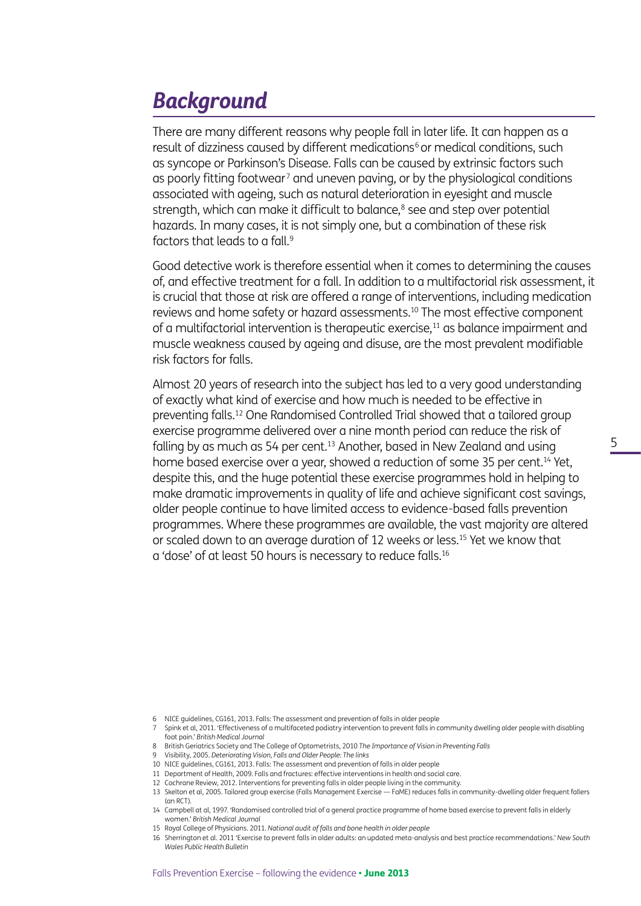# *Background*

There are many different reasons why people fall in later life. It can happen as a result of dizziness caused by different medications[6] or medical conditions, such as syncope or Parkinson's Disease. Falls can be caused by extrinsic factors such as poorly fitting footwear[7] and uneven paving, or by the physiological conditions associated with ageing, such as natural deterioration in eyesight and muscle strength, which can make it difficult to balance,[8] see and step over potential hazards. In many cases, it is not simply one, but a combination of these risk factors that leads to a fall.[9]

Good detective work is therefore essential when it comes to determining the causes of, and effective treatment for a fall. In addition to a multifactorial risk assessment, it is crucial that those at risk are offered a range of interventions, including medication reviews and home safety or hazard assessments.[10] The most effective component of a multifactorial intervention is therapeutic exercise,[11] as balance impairment and muscle weakness caused by ageing and disuse, are the most prevalent modifiable risk factors for falls.

Almost 20 years of research into the subject has led to a very good understanding of exactly what kind of exercise and how much is needed to be effective in preventing falls.[12] One Randomised Controlled Trial showed that a tailored group exercise programme delivered over a nine month period can reduce the risk of falling by as much as 54 per cent.[13] Another, based in New Zealand and using home based exercise over a year, showed a reduction of some 35 per cent.[14] Yet, despite this, and the huge potential these exercise programmes hold in helping to make dramatic improvements in quality of life and achieve significant cost savings, older people continue to have limited access to evidence-based falls prevention programmes. Where these programmes are available, the vast majority are altered or scaled down to an average duration of 12 weeks or less.[15] Yet we know that a 'dose' of at least 50 hours is necessary to reduce falls.[16]

6 NICE guidelines, CG161, 2013. Falls: The assessment and prevention of falls in older people
7 Spink et al, 2011. 'Effectiveness of a multifaceted podiatry intervention to prevent falls in community dwelling older people with disabling foot pain.' *British Medical Journal*
8 British Geriatrics Society and The College of Optometrists, 2010 *The Importance of Vision in Preventing Falls*
9 Visibility, 2005. *Deteriorating Vision, Falls and Older People: The links*
10 NICE guidelines, CG161, 2013. Falls: The assessment and prevention of falls in older people
11 Department of Health, 2009. Falls and fractures: effective interventions in health and social care.
12 Cochrane Review, 2012. Interventions for preventing falls in older people living in the community.
13 Skelton et al, 2005. Tailored group exercise (Falls Management Exercise — FaME) reduces falls in community-dwelling older frequent fallers (an RCT).
14 Campbell at al, 1997. 'Randomised controlled trial of a general practice programme of home based exercise to prevent falls in elderly women.' *British Medical Journal*
15 Royal College of Physicians. 2011. *National audit of falls and bone health in older people*
16 Sherrington et al. 2011 'Exercise to prevent falls in older adults: an updated meta-analysis and best practice recommendations.' *New South Wales Public Health Bulletin*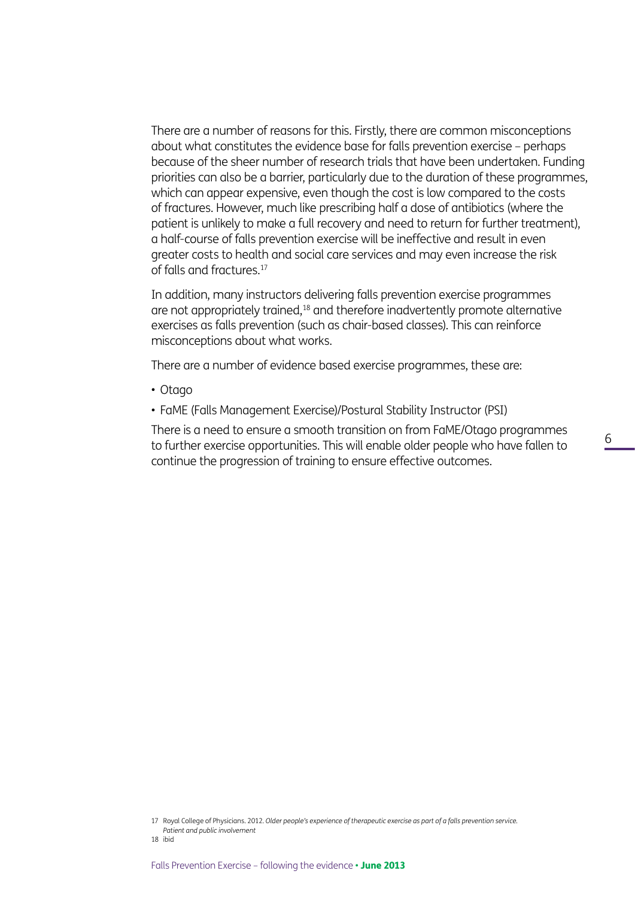There are a number of reasons for this. Firstly, there are common misconceptions about what constitutes the evidence base for falls prevention exercise – perhaps because of the sheer number of research trials that have been undertaken. Funding priorities can also be a barrier, particularly due to the duration of these programmes, which can appear expensive, even though the cost is low compared to the costs of fractures. However, much like prescribing half a dose of antibiotics (where the patient is unlikely to make a full recovery and need to return for further treatment), a half-course of falls prevention exercise will be ineffective and result in even greater costs to health and social care services and may even increase the risk of falls and fractures.[17]

In addition, many instructors delivering falls prevention exercise programmes are not appropriately trained,[18] and therefore inadvertently promote alternative exercises as falls prevention (such as chair-based classes). This can reinforce misconceptions about what works.

There are a number of evidence based exercise programmes, these are:

- Otago
- FaME (Falls Management Exercise)/Postural Stability Instructor (PSI)

There is a need to ensure a smooth transition on from FaME/Otago programmes to further exercise opportunities. This will enable older people who have fallen to continue the progression of training to ensure effective outcomes.

17 Royal College of Physicians. 2012. *Older people's experience of therapeutic exercise as part of a falls prevention service. Patient and public involvement*

18 ibid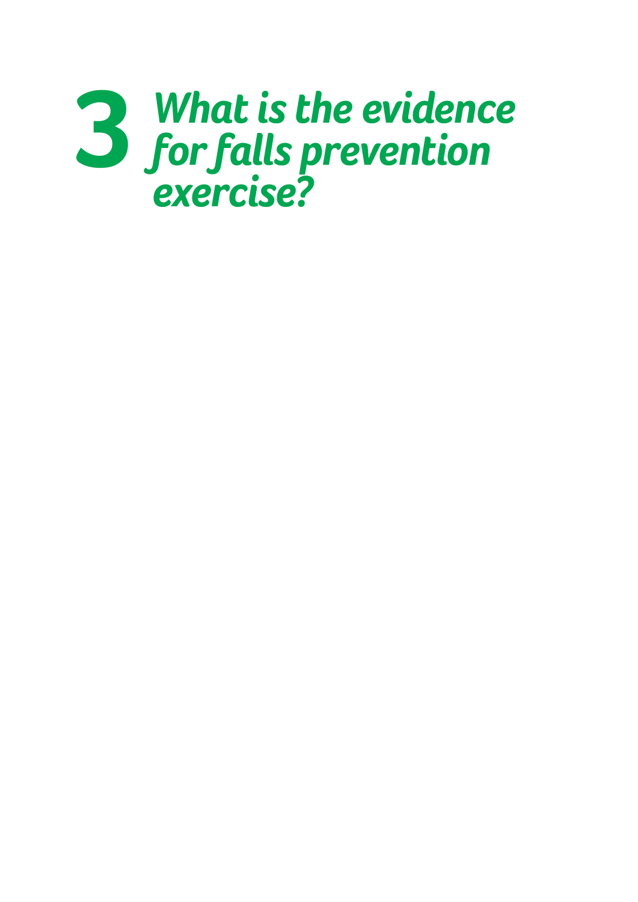# 3 *What is the evidence for falls prevention exercise?*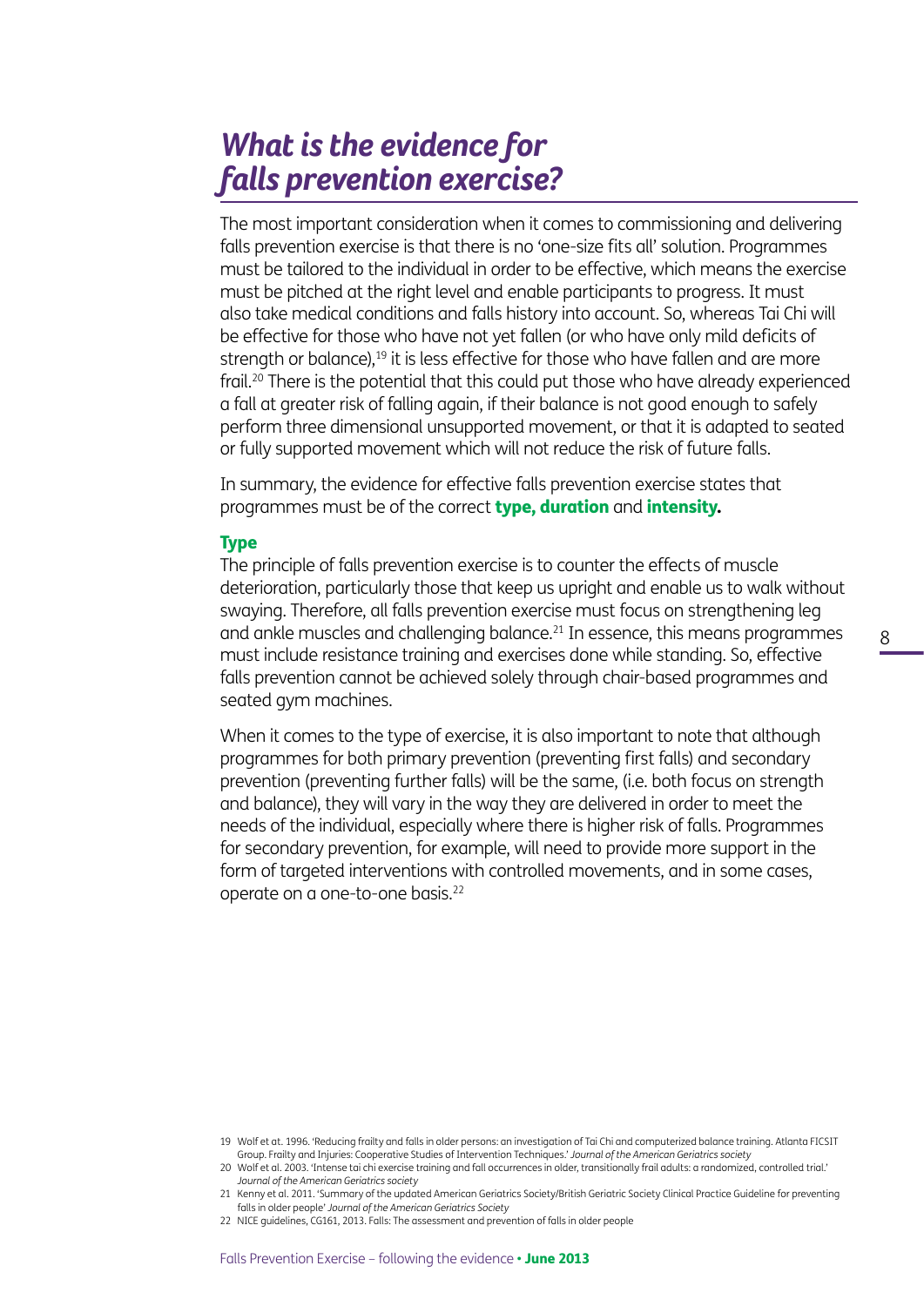# *What is the evidence for falls prevention exercise?*

The most important consideration when it comes to commissioning and delivering falls prevention exercise is that there is no 'one-size fits all' solution. Programmes must be tailored to the individual in order to be effective, which means the exercise must be pitched at the right level and enable participants to progress. It must also take medical conditions and falls history into account. So, whereas Tai Chi will be effective for those who have not yet fallen (or who have only mild deficits of strength or balance),[19] it is less effective for those who have fallen and are more frail.[20] There is the potential that this could put those who have already experienced a fall at greater risk of falling again, if their balance is not good enough to safely perform three dimensional unsupported movement, or that it is adapted to seated or fully supported movement which will not reduce the risk of future falls.

In summary, the evidence for effective falls prevention exercise states that programmes must be of the correct **type, duration** and **intensity.**

### Type

The principle of falls prevention exercise is to counter the effects of muscle deterioration, particularly those that keep us upright and enable us to walk without swaying. Therefore, all falls prevention exercise must focus on strengthening leg and ankle muscles and challenging balance.[21] In essence, this means programmes must include resistance training and exercises done while standing. So, effective falls prevention cannot be achieved solely through chair-based programmes and seated gym machines.

When it comes to the type of exercise, it is also important to note that although programmes for both primary prevention (preventing first falls) and secondary prevention (preventing further falls) will be the same, (i.e. both focus on strength and balance), they will vary in the way they are delivered in order to meet the needs of the individual, especially where there is higher risk of falls. Programmes for secondary prevention, for example, will need to provide more support in the form of targeted interventions with controlled movements, and in some cases, operate on a one-to-one basis.[22]

---

19 Wolf et at. 1996. 'Reducing frailty and falls in older persons: an investigation of Tai Chi and computerized balance training. Atlanta FICSIT Group. Frailty and Injuries: Cooperative Studies of Intervention Techniques.' *Journal of the American Geriatrics society*

20 Wolf et al. 2003. 'Intense tai chi exercise training and fall occurrences in older, transitionally frail adults: a randomized, controlled trial.' *Journal of the American Geriatrics society*

21 Kenny et al. 2011. 'Summary of the updated American Geriatrics Society/British Geriatric Society Clinical Practice Guideline for preventing falls in older people' *Journal of the American Geriatrics Society*

22 NICE guidelines, CG161, 2013. Falls: The assessment and prevention of falls in older people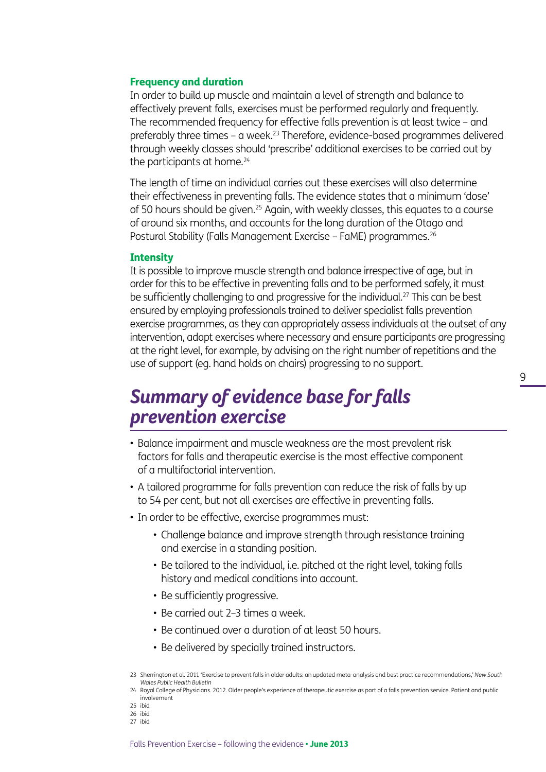### Frequency and duration

In order to build up muscle and maintain a level of strength and balance to effectively prevent falls, exercises must be performed regularly and frequently. The recommended frequency for effective falls prevention is at least twice – and preferably three times – a week.[23] Therefore, evidence-based programmes delivered through weekly classes should 'prescribe' additional exercises to be carried out by the participants at home.[24]

The length of time an individual carries out these exercises will also determine their effectiveness in preventing falls. The evidence states that a minimum 'dose' of 50 hours should be given.[25] Again, with weekly classes, this equates to a course of around six months, and accounts for the long duration of the Otago and Postural Stability (Falls Management Exercise – FaME) programmes.[26]

### Intensity

It is possible to improve muscle strength and balance irrespective of age, but in order for this to be effective in preventing falls and to be performed safely, it must be sufficiently challenging to and progressive for the individual.[27] This can be best ensured by employing professionals trained to deliver specialist falls prevention exercise programmes, as they can appropriately assess individuals at the outset of any intervention, adapt exercises where necessary and ensure participants are progressing at the right level, for example, by advising on the right number of repetitions and the use of support (eg. hand holds on chairs) progressing to no support.

## *Summary of evidence base for falls prevention exercise*

- Balance impairment and muscle weakness are the most prevalent risk factors for falls and therapeutic exercise is the most effective component of a multifactorial intervention.
- A tailored programme for falls prevention can reduce the risk of falls by up to 54 per cent, but not all exercises are effective in preventing falls.
- In order to be effective, exercise programmes must:
    - Challenge balance and improve strength through resistance training and exercise in a standing position.
    - Be tailored to the individual, i.e. pitched at the right level, taking falls history and medical conditions into account.
    - Be sufficiently progressive.
    - Be carried out 2–3 times a week.
    - Be continued over a duration of at least 50 hours.
    - Be delivered by specially trained instructors.

23 Sherrington et al. 2011 'Exercise to prevent falls in older adults: an updated meta-analysis and best practice recommendations,' *New South Wales Public Health Bulletin*

24 Royal College of Physicians. 2012. Older people's experience of therapeutic exercise as part of a falls prevention service. Patient and public involvement

25 ibid

26 ibid

27 ibid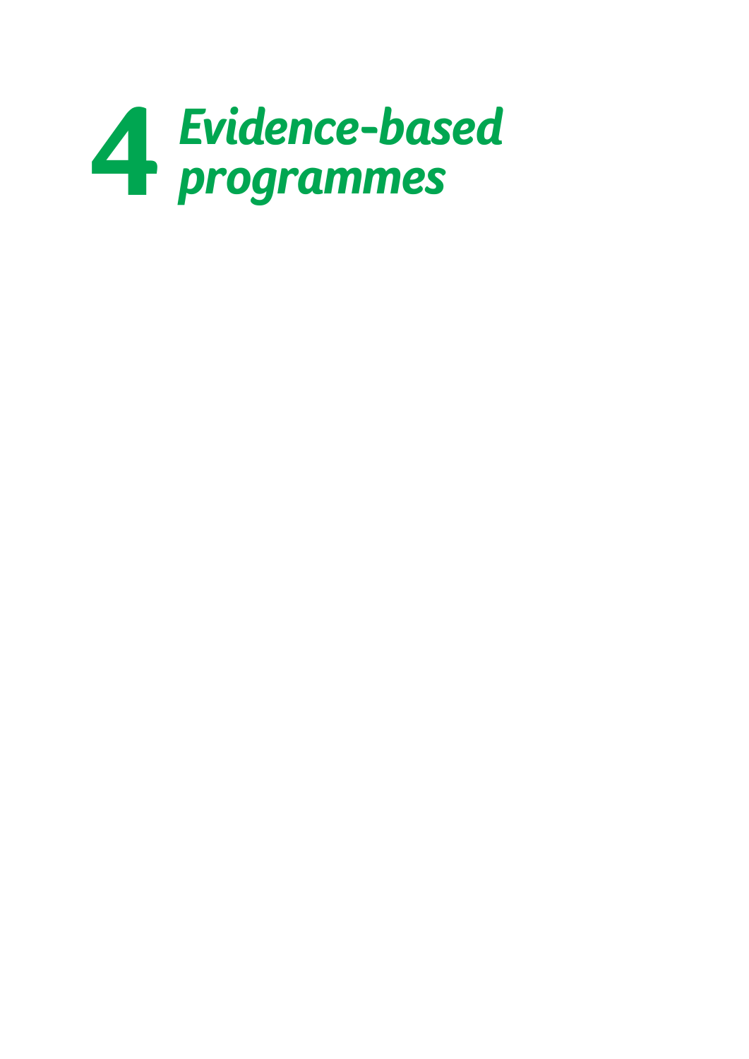# 4 *Evidence-based programmes*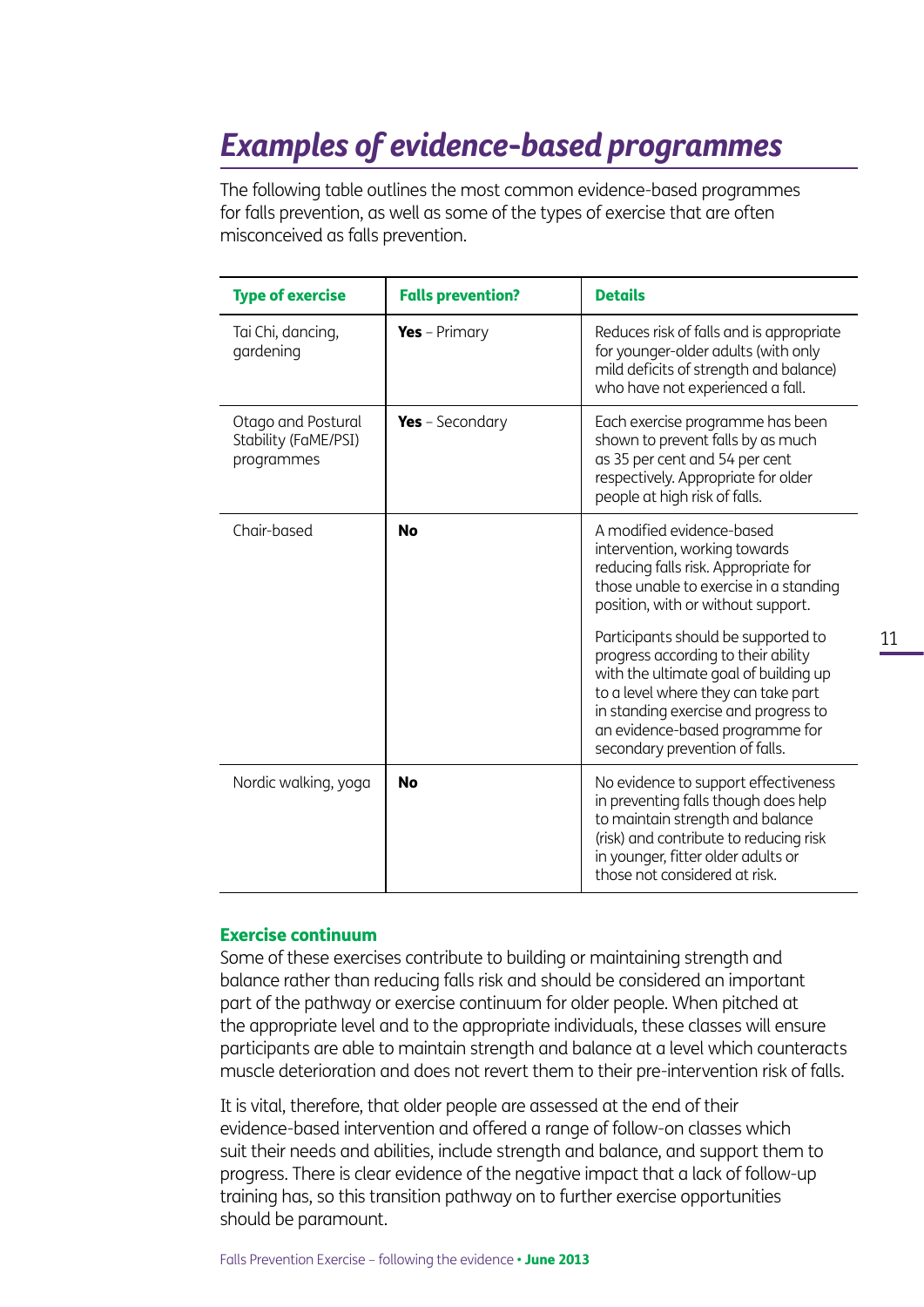# *Examples of evidence-based programmes*

The following table outlines the most common evidence-based programmes for falls prevention, as well as some of the types of exercise that are often misconceived as falls prevention.

| Type of exercise | Falls prevention? | Details |
|---|---|---|
| Tai Chi, dancing, gardening | **Yes** – Primary | Reduces risk of falls and is appropriate for younger-older adults (with only mild deficits of strength and balance) who have not experienced a fall. |
| Otago and Postural Stability (FaME/PSI) programmes | **Yes** – Secondary | Each exercise programme has been shown to prevent falls by as much as 35 per cent and 54 per cent respectively. Appropriate for older people at high risk of falls. |
| Chair-based | **No** | A modified evidence-based intervention, working towards reducing falls risk. Appropriate for those unable to exercise in a standing position, with or without support.<br><br>Participants should be supported to progress according to their ability with the ultimate goal of building up to a level where they can take part in standing exercise and progress to an evidence-based programme for secondary prevention of falls. |
| Nordic walking, yoga | **No** | No evidence to support effectiveness in preventing falls though does help to maintain strength and balance (risk) and contribute to reducing risk in younger, fitter older adults or those not considered at risk. |

### Exercise continuum

Some of these exercises contribute to building or maintaining strength and balance rather than reducing falls risk and should be considered an important part of the pathway or exercise continuum for older people. When pitched at the appropriate level and to the appropriate individuals, these classes will ensure participants are able to maintain strength and balance at a level which counteracts muscle deterioration and does not revert them to their pre-intervention risk of falls.

It is vital, therefore, that older people are assessed at the end of their evidence-based intervention and offered a range of follow-on classes which suit their needs and abilities, include strength and balance, and support them to progress. There is clear evidence of the negative impact that a lack of follow-up training has, so this transition pathway on to further exercise opportunities should be paramount.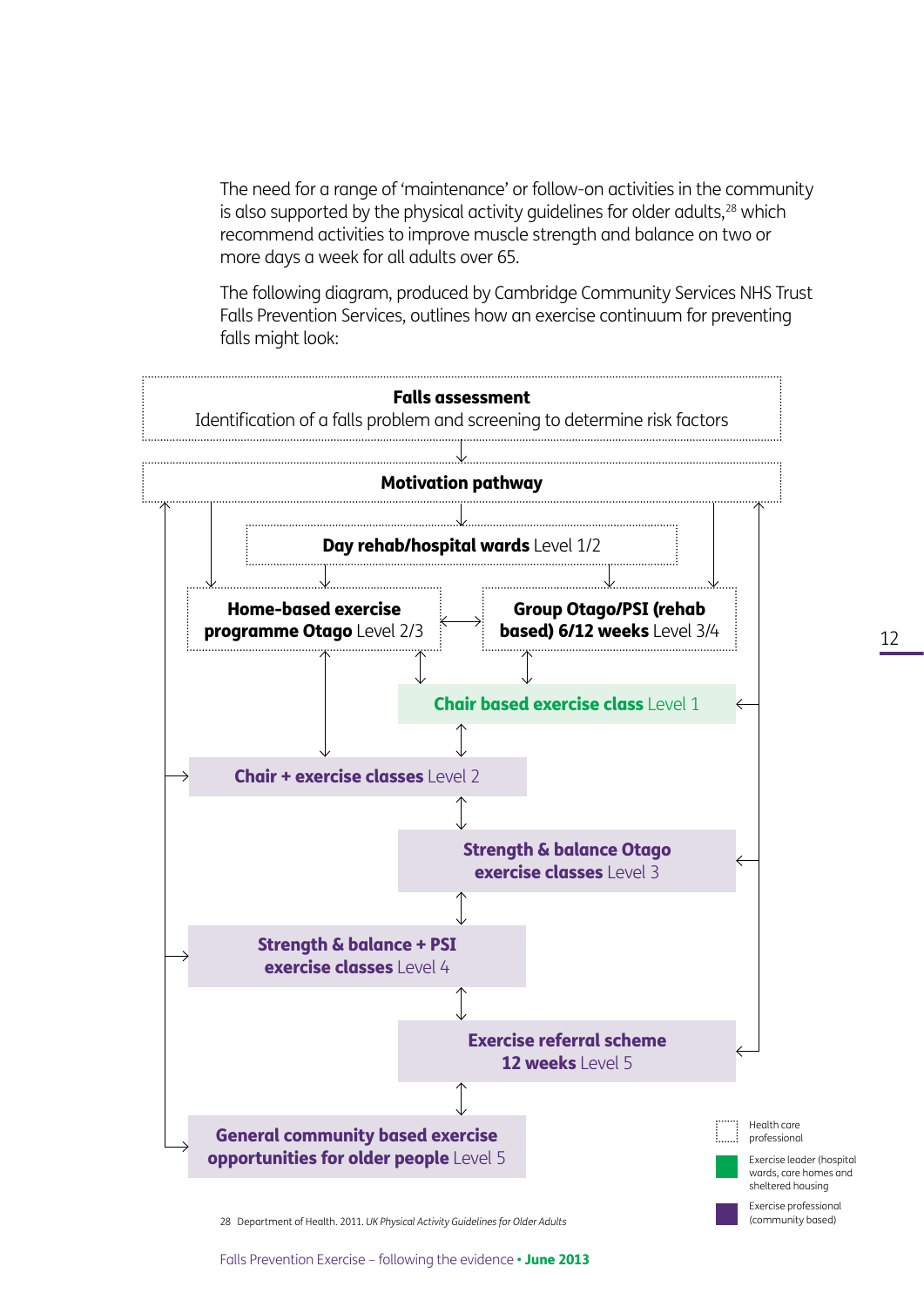The need for a range of 'maintenance' or follow-on activities in the community is also supported by the physical activity guidelines for older adults,[28] which recommend activities to improve muscle strength and balance on two or more days a week for all adults over 65.

The following diagram, produced by Cambridge Community Services NHS Trust Falls Prevention Services, outlines how an exercise continuum for preventing falls might look:

**Falls assessment**
Identification of a falls problem and screening to determine risk factors

**Motivation pathway**

**Day rehab/hospital wards** Level 1/2

**Home-based exercise programme Otago** Level 2/3

**Group Otago/PSI (rehab based) 6/12 weeks** Level 3/4

**Chair based exercise class** Level 1

**Chair + exercise classes** Level 2

**Strength & balance Otago exercise classes** Level 3

**Strength & balance + PSI exercise classes** Level 4

**Exercise referral scheme 12 weeks** Level 5

**General community based exercise opportunities for older people** Level 5

Key:
- Health care professional
- Exercise leader (hospital wards, care homes and sheltered housing
- Exercise professional (community based)

28 Department of Health. 2011. *UK Physical Activity Guidelines for Older Adults*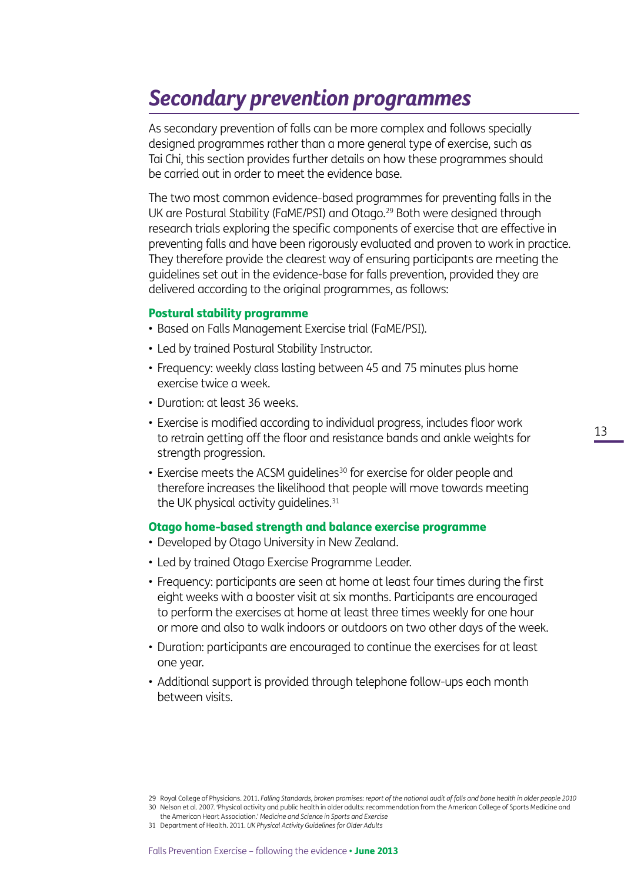# Secondary prevention programmes

As secondary prevention of falls can be more complex and follows specially designed programmes rather than a more general type of exercise, such as Tai Chi, this section provides further details on how these programmes should be carried out in order to meet the evidence base.

The two most common evidence-based programmes for preventing falls in the UK are Postural Stability (FaME/PSI) and Otago.[29] Both were designed through research trials exploring the specific components of exercise that are effective in preventing falls and have been rigorously evaluated and proven to work in practice. They therefore provide the clearest way of ensuring participants are meeting the guidelines set out in the evidence-base for falls prevention, provided they are delivered according to the original programmes, as follows:

### Postural stability programme

- Based on Falls Management Exercise trial (FaME/PSI).
- Led by trained Postural Stability Instructor.
- Frequency: weekly class lasting between 45 and 75 minutes plus home exercise twice a week.
- Duration: at least 36 weeks.
- Exercise is modified according to individual progress, includes floor work to retrain getting off the floor and resistance bands and ankle weights for strength progression.
- Exercise meets the ACSM guidelines[30] for exercise for older people and therefore increases the likelihood that people will move towards meeting the UK physical activity guidelines.[31]

### Otago home-based strength and balance exercise programme

- Developed by Otago University in New Zealand.
- Led by trained Otago Exercise Programme Leader.
- Frequency: participants are seen at home at least four times during the first eight weeks with a booster visit at six months. Participants are encouraged to perform the exercises at home at least three times weekly for one hour or more and also to walk indoors or outdoors on two other days of the week.
- Duration: participants are encouraged to continue the exercises for at least one year.
- Additional support is provided through telephone follow-ups each month between visits.

29 Royal College of Physicians. 2011. *Falling Standards, broken promises: report of the national audit of falls and bone health in older people 2010*
30 Nelson et al. 2007. 'Physical activity and public health in older adults: recommendation from the American College of Sports Medicine and the American Heart Association.' *Medicine and Science in Sports and Exercise*
31 Department of Health. 2011. *UK Physical Activity Guidelines for Older Adults*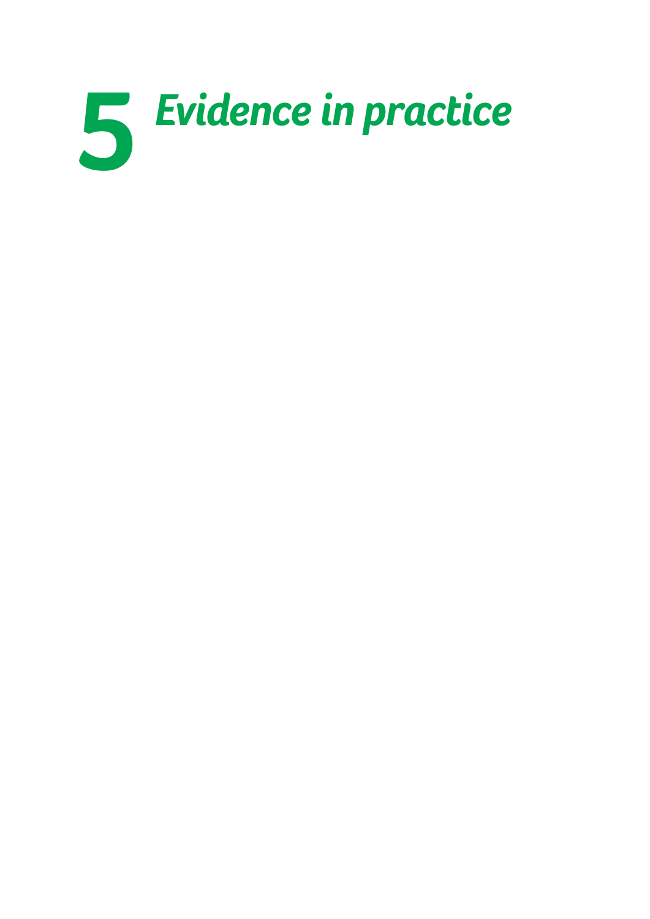# 5 *Evidence in practice*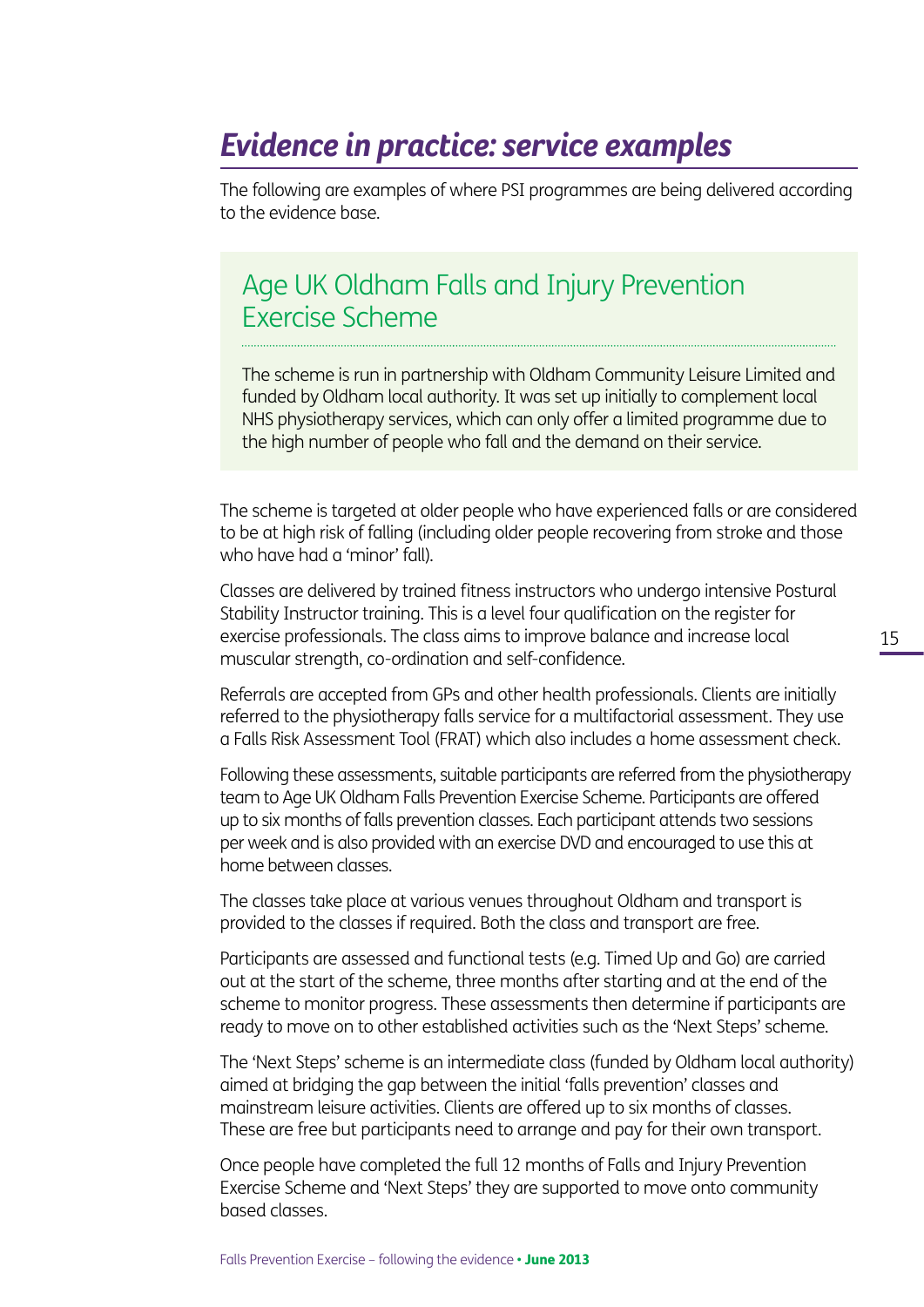# Evidence in practice: service examples

The following are examples of where PSI programmes are being delivered according to the evidence base.

## Age UK Oldham Falls and Injury Prevention Exercise Scheme

The scheme is run in partnership with Oldham Community Leisure Limited and funded by Oldham local authority. It was set up initially to complement local NHS physiotherapy services, which can only offer a limited programme due to the high number of people who fall and the demand on their service.

The scheme is targeted at older people who have experienced falls or are considered to be at high risk of falling (including older people recovering from stroke and those who have had a 'minor' fall).

Classes are delivered by trained fitness instructors who undergo intensive Postural Stability Instructor training. This is a level four qualification on the register for exercise professionals. The class aims to improve balance and increase local muscular strength, co-ordination and self-confidence.

Referrals are accepted from GPs and other health professionals. Clients are initially referred to the physiotherapy falls service for a multifactorial assessment. They use a Falls Risk Assessment Tool (FRAT) which also includes a home assessment check.

Following these assessments, suitable participants are referred from the physiotherapy team to Age UK Oldham Falls Prevention Exercise Scheme. Participants are offered up to six months of falls prevention classes. Each participant attends two sessions per week and is also provided with an exercise DVD and encouraged to use this at home between classes.

The classes take place at various venues throughout Oldham and transport is provided to the classes if required. Both the class and transport are free.

Participants are assessed and functional tests (e.g. Timed Up and Go) are carried out at the start of the scheme, three months after starting and at the end of the scheme to monitor progress. These assessments then determine if participants are ready to move on to other established activities such as the 'Next Steps' scheme.

The 'Next Steps' scheme is an intermediate class (funded by Oldham local authority) aimed at bridging the gap between the initial 'falls prevention' classes and mainstream leisure activities. Clients are offered up to six months of classes. These are free but participants need to arrange and pay for their own transport.

Once people have completed the full 12 months of Falls and Injury Prevention Exercise Scheme and 'Next Steps' they are supported to move onto community based classes.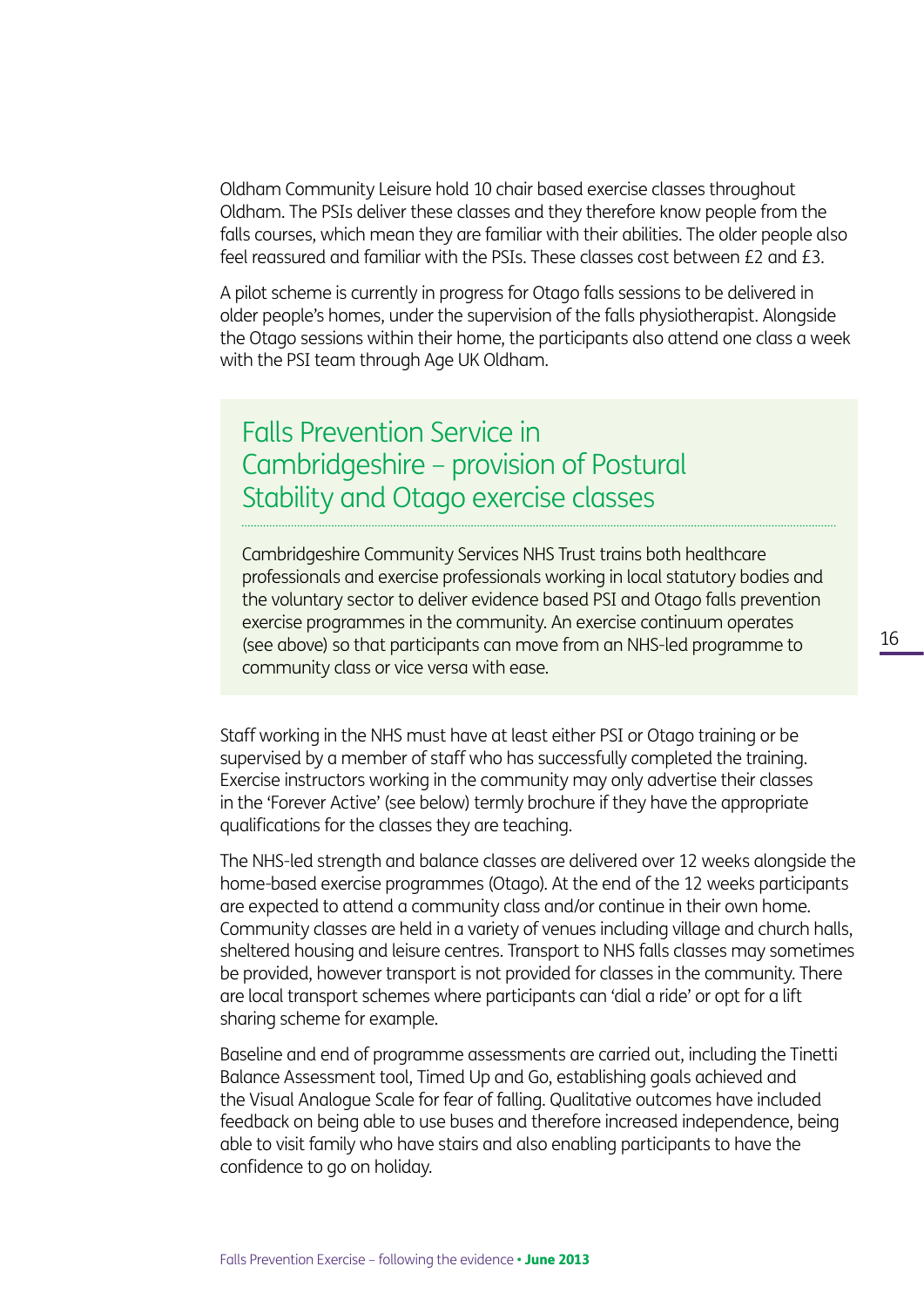Oldham Community Leisure hold 10 chair based exercise classes throughout Oldham. The PSIs deliver these classes and they therefore know people from the falls courses, which mean they are familiar with their abilities. The older people also feel reassured and familiar with the PSIs. These classes cost between £2 and £3.

A pilot scheme is currently in progress for Otago falls sessions to be delivered in older people's homes, under the supervision of the falls physiotherapist. Alongside the Otago sessions within their home, the participants also attend one class a week with the PSI team through Age UK Oldham.

## Falls Prevention Service in Cambridgeshire – provision of Postural Stability and Otago exercise classes

Cambridgeshire Community Services NHS Trust trains both healthcare professionals and exercise professionals working in local statutory bodies and the voluntary sector to deliver evidence based PSI and Otago falls prevention exercise programmes in the community. An exercise continuum operates (see above) so that participants can move from an NHS-led programme to community class or vice versa with ease.

Staff working in the NHS must have at least either PSI or Otago training or be supervised by a member of staff who has successfully completed the training. Exercise instructors working in the community may only advertise their classes in the 'Forever Active' (see below) termly brochure if they have the appropriate qualifications for the classes they are teaching.

The NHS-led strength and balance classes are delivered over 12 weeks alongside the home-based exercise programmes (Otago). At the end of the 12 weeks participants are expected to attend a community class and/or continue in their own home. Community classes are held in a variety of venues including village and church halls, sheltered housing and leisure centres. Transport to NHS falls classes may sometimes be provided, however transport is not provided for classes in the community. There are local transport schemes where participants can 'dial a ride' or opt for a lift sharing scheme for example.

Baseline and end of programme assessments are carried out, including the Tinetti Balance Assessment tool, Timed Up and Go, establishing goals achieved and the Visual Analogue Scale for fear of falling. Qualitative outcomes have included feedback on being able to use buses and therefore increased independence, being able to visit family who have stairs and also enabling participants to have the confidence to go on holiday.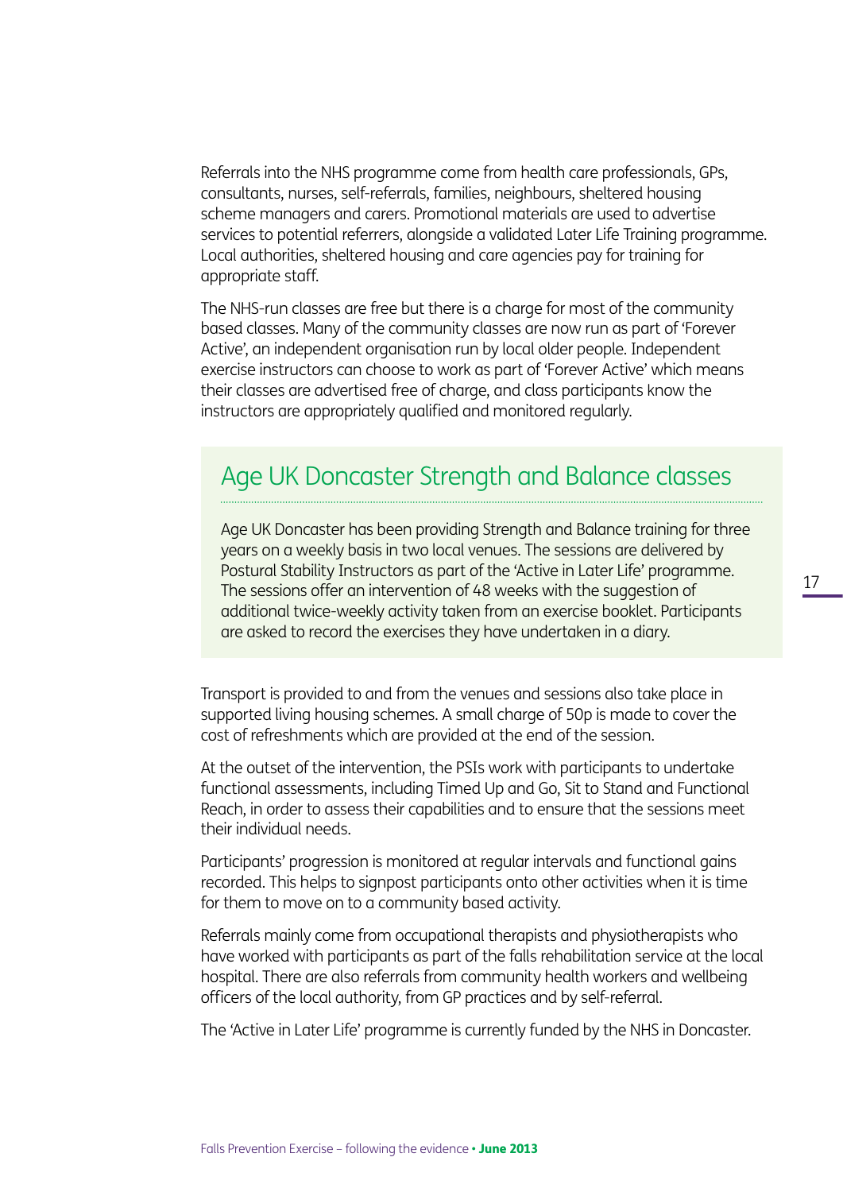Referrals into the NHS programme come from health care professionals, GPs, consultants, nurses, self-referrals, families, neighbours, sheltered housing scheme managers and carers. Promotional materials are used to advertise services to potential referrers, alongside a validated Later Life Training programme. Local authorities, sheltered housing and care agencies pay for training for appropriate staff.

The NHS-run classes are free but there is a charge for most of the community based classes. Many of the community classes are now run as part of 'Forever Active', an independent organisation run by local older people. Independent exercise instructors can choose to work as part of 'Forever Active' which means their classes are advertised free of charge, and class participants know the instructors are appropriately qualified and monitored regularly.

## Age UK Doncaster Strength and Balance classes

Age UK Doncaster has been providing Strength and Balance training for three years on a weekly basis in two local venues. The sessions are delivered by Postural Stability Instructors as part of the 'Active in Later Life' programme. The sessions offer an intervention of 48 weeks with the suggestion of additional twice-weekly activity taken from an exercise booklet. Participants are asked to record the exercises they have undertaken in a diary.

Transport is provided to and from the venues and sessions also take place in supported living housing schemes. A small charge of 50p is made to cover the cost of refreshments which are provided at the end of the session.

At the outset of the intervention, the PSIs work with participants to undertake functional assessments, including Timed Up and Go, Sit to Stand and Functional Reach, in order to assess their capabilities and to ensure that the sessions meet their individual needs.

Participants' progression is monitored at regular intervals and functional gains recorded. This helps to signpost participants onto other activities when it is time for them to move on to a community based activity.

Referrals mainly come from occupational therapists and physiotherapists who have worked with participants as part of the falls rehabilitation service at the local hospital. There are also referrals from community health workers and wellbeing officers of the local authority, from GP practices and by self-referral.

The 'Active in Later Life' programme is currently funded by the NHS in Doncaster.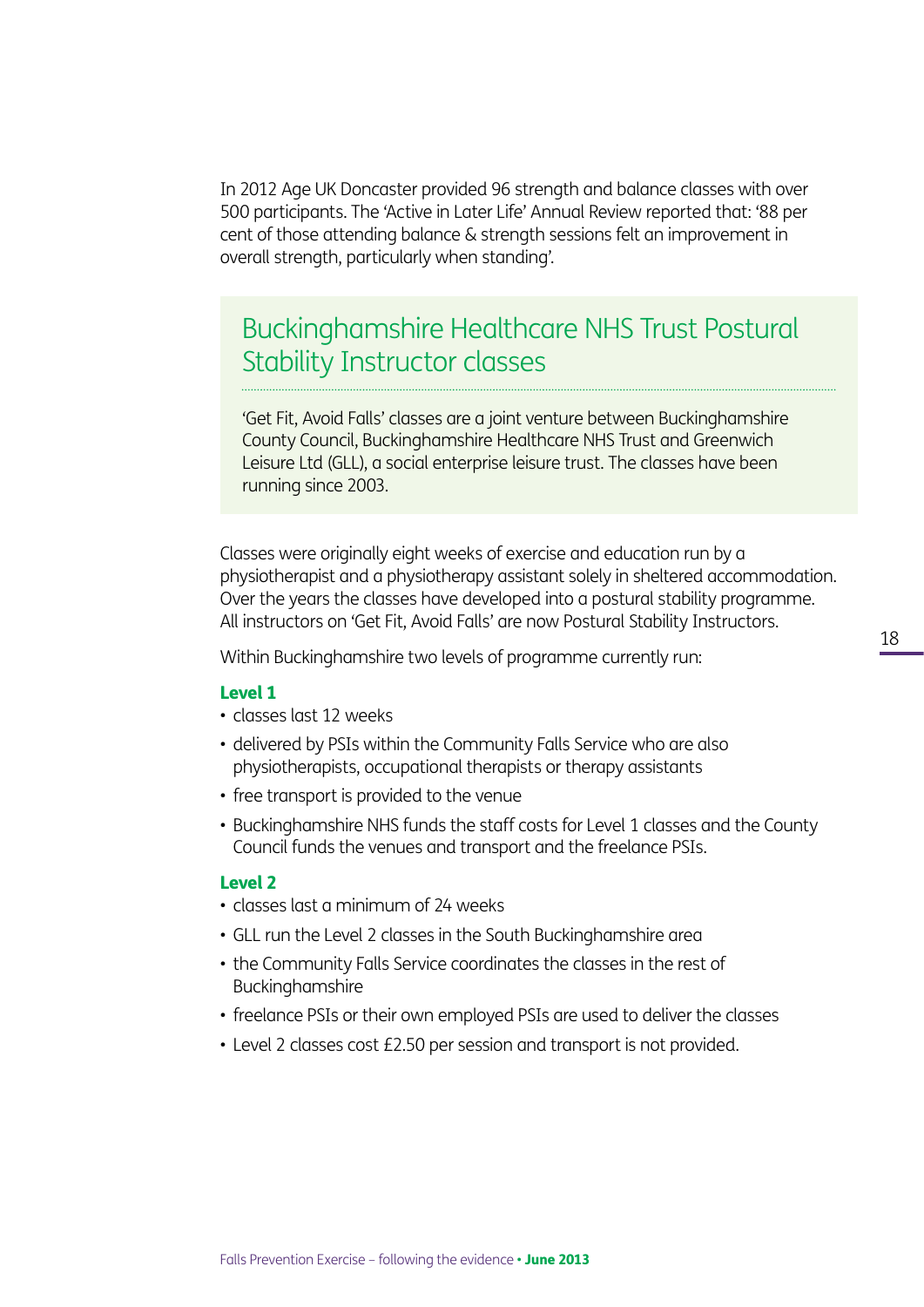In 2012 Age UK Doncaster provided 96 strength and balance classes with over 500 participants. The 'Active in Later Life' Annual Review reported that: '88 per cent of those attending balance & strength sessions felt an improvement in overall strength, particularly when standing'.

## Buckinghamshire Healthcare NHS Trust Postural Stability Instructor classes

'Get Fit, Avoid Falls' classes are a joint venture between Buckinghamshire County Council, Buckinghamshire Healthcare NHS Trust and Greenwich Leisure Ltd (GLL), a social enterprise leisure trust. The classes have been running since 2003.

Classes were originally eight weeks of exercise and education run by a physiotherapist and a physiotherapy assistant solely in sheltered accommodation. Over the years the classes have developed into a postural stability programme. All instructors on 'Get Fit, Avoid Falls' are now Postural Stability Instructors.

Within Buckinghamshire two levels of programme currently run:

**Level 1**

- classes last 12 weeks
- delivered by PSIs within the Community Falls Service who are also physiotherapists, occupational therapists or therapy assistants
- free transport is provided to the venue
- Buckinghamshire NHS funds the staff costs for Level 1 classes and the County Council funds the venues and transport and the freelance PSIs.

**Level 2**

- classes last a minimum of 24 weeks
- GLL run the Level 2 classes in the South Buckinghamshire area
- the Community Falls Service coordinates the classes in the rest of Buckinghamshire
- freelance PSIs or their own employed PSIs are used to deliver the classes
- Level 2 classes cost £2.50 per session and transport is not provided.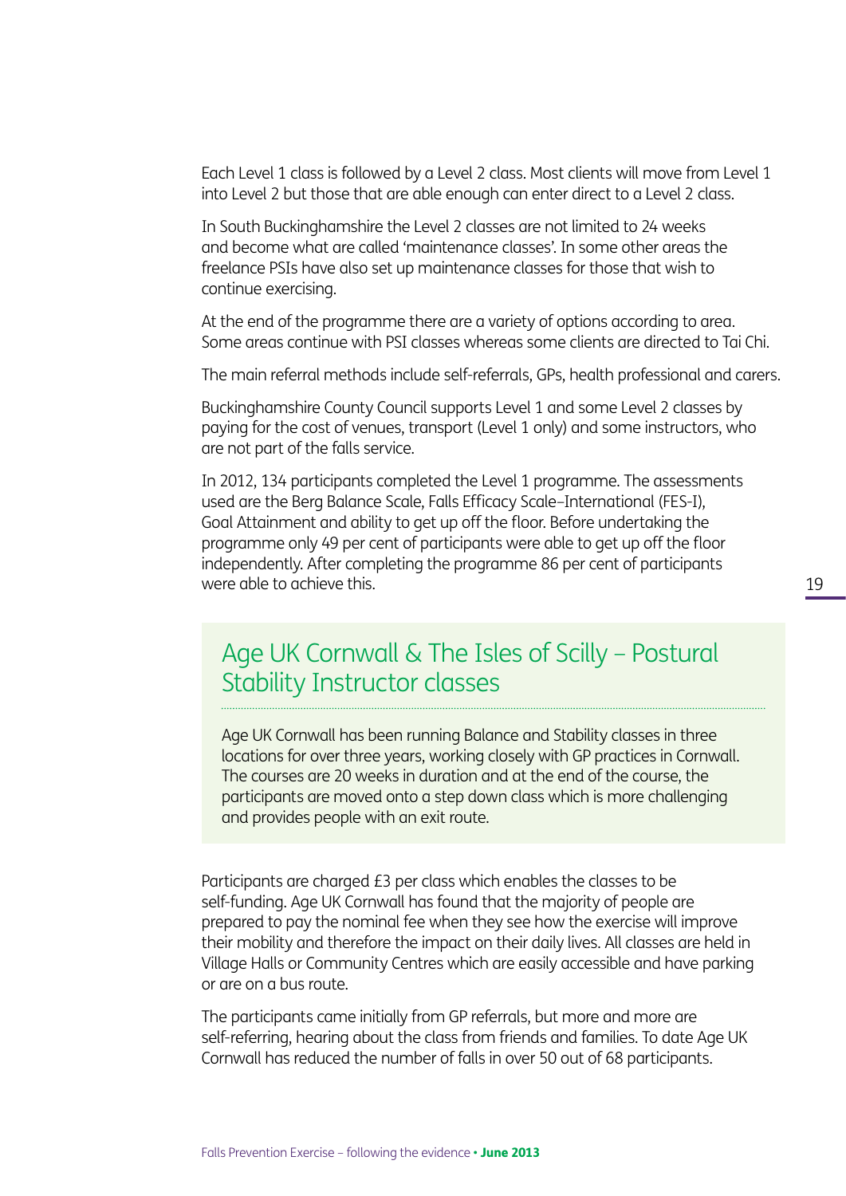Each Level 1 class is followed by a Level 2 class. Most clients will move from Level 1 into Level 2 but those that are able enough can enter direct to a Level 2 class.

In South Buckinghamshire the Level 2 classes are not limited to 24 weeks and become what are called 'maintenance classes'. In some other areas the freelance PSIs have also set up maintenance classes for those that wish to continue exercising.

At the end of the programme there are a variety of options according to area. Some areas continue with PSI classes whereas some clients are directed to Tai Chi.

The main referral methods include self-referrals, GPs, health professional and carers.

Buckinghamshire County Council supports Level 1 and some Level 2 classes by paying for the cost of venues, transport (Level 1 only) and some instructors, who are not part of the falls service.

In 2012, 134 participants completed the Level 1 programme. The assessments used are the Berg Balance Scale, Falls Efficacy Scale–International (FES-I), Goal Attainment and ability to get up off the floor. Before undertaking the programme only 49 per cent of participants were able to get up off the floor independently. After completing the programme 86 per cent of participants were able to achieve this.

## Age UK Cornwall & The Isles of Scilly – Postural Stability Instructor classes

Age UK Cornwall has been running Balance and Stability classes in three locations for over three years, working closely with GP practices in Cornwall. The courses are 20 weeks in duration and at the end of the course, the participants are moved onto a step down class which is more challenging and provides people with an exit route.

Participants are charged £3 per class which enables the classes to be self-funding. Age UK Cornwall has found that the majority of people are prepared to pay the nominal fee when they see how the exercise will improve their mobility and therefore the impact on their daily lives. All classes are held in Village Halls or Community Centres which are easily accessible and have parking or are on a bus route.

The participants came initially from GP referrals, but more and more are self-referring, hearing about the class from friends and families. To date Age UK Cornwall has reduced the number of falls in over 50 out of 68 participants.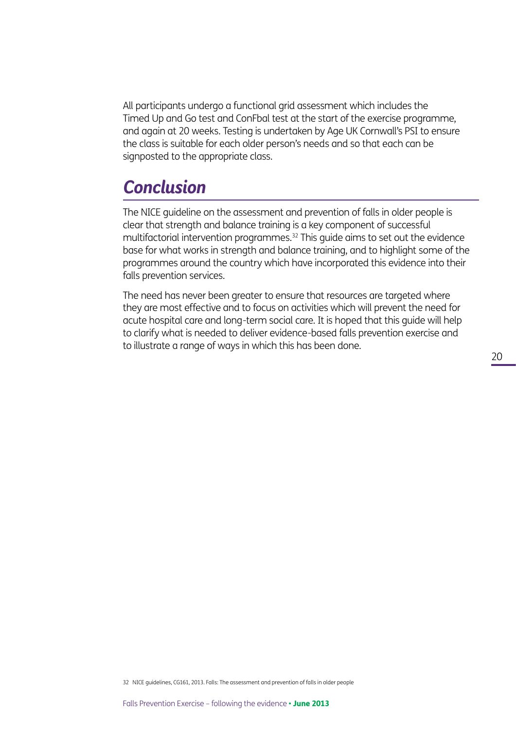All participants undergo a functional grid assessment which includes the Timed Up and Go test and ConFbal test at the start of the exercise programme, and again at 20 weeks. Testing is undertaken by Age UK Cornwall's PSI to ensure the class is suitable for each older person's needs and so that each can be signposted to the appropriate class.

## *Conclusion*

The NICE guideline on the assessment and prevention of falls in older people is clear that strength and balance training is a key component of successful multifactorial intervention programmes.[32] This guide aims to set out the evidence base for what works in strength and balance training, and to highlight some of the programmes around the country which have incorporated this evidence into their falls prevention services.

The need has never been greater to ensure that resources are targeted where they are most effective and to focus on activities which will prevent the need for acute hospital care and long-term social care. It is hoped that this guide will help to clarify what is needed to deliver evidence-based falls prevention exercise and to illustrate a range of ways in which this has been done.

32 NICE guidelines, CG161, 2013. Falls: The assessment and prevention of falls in older people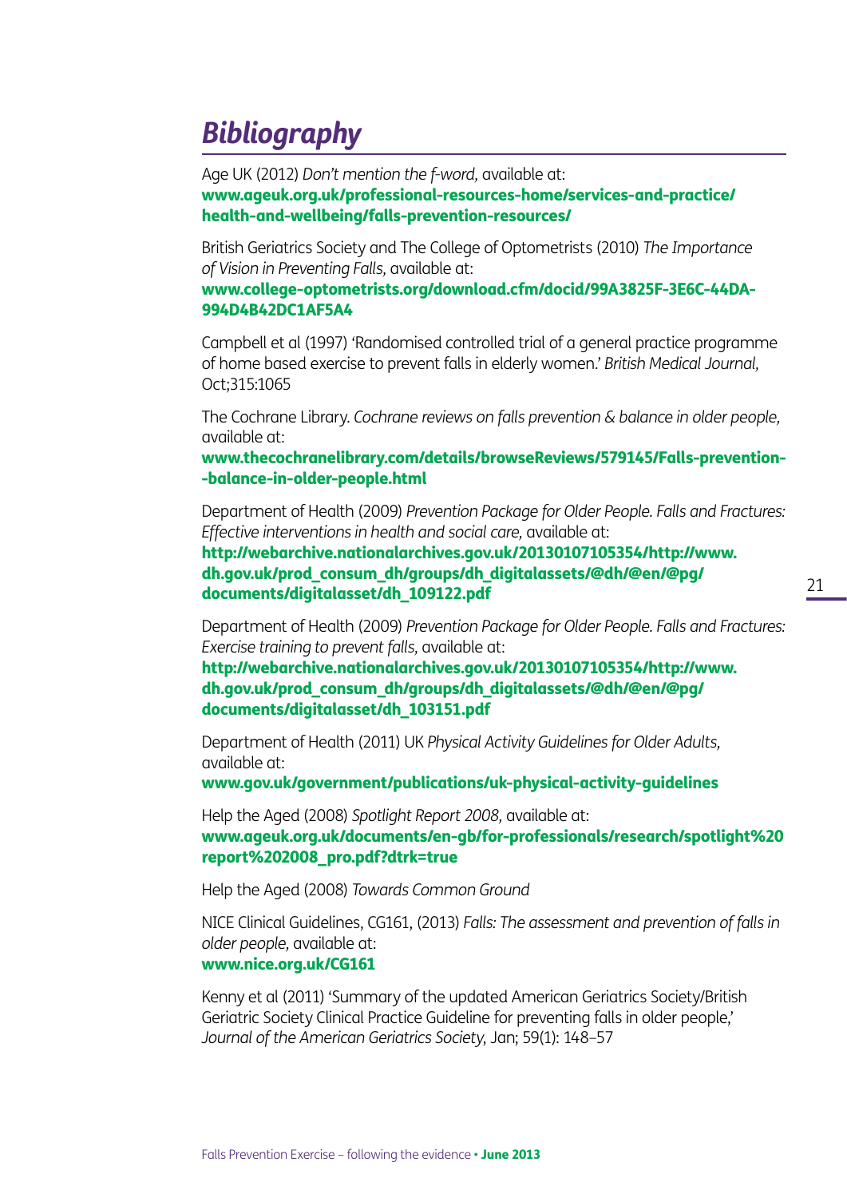# *Bibliography*

Age UK (2012) *Don't mention the f-word,* available at:
**www.ageuk.org.uk/professional-resources-home/services-and-practice/health-and-wellbeing/falls-prevention-resources/**

British Geriatrics Society and The College of Optometrists (2010) *The Importance of Vision in Preventing Falls,* available at:
**www.college-optometrists.org/download.cfm/docid/99A3825F-3E6C-44DA-994D4B42DC1AF5A4**

Campbell et al (1997) 'Randomised controlled trial of a general practice programme of home based exercise to prevent falls in elderly women.' *British Medical Journal,* Oct;315:1065

The Cochrane Library. *Cochrane reviews on falls prevention & balance in older people,* available at:
**www.thecochranelibrary.com/details/browseReviews/579145/Falls-prevention--balance-in-older-people.html**

Department of Health (2009) *Prevention Package for Older People. Falls and Fractures: Effective interventions in health and social care,* available at:
**http://webarchive.nationalarchives.gov.uk/20130107105354/http://www.dh.gov.uk/prod_consum_dh/groups/dh_digitalassets/@dh/@en/@pg/documents/digitalasset/dh_109122.pdf**

Department of Health (2009) *Prevention Package for Older People. Falls and Fractures: Exercise training to prevent falls,* available at:
**http://webarchive.nationalarchives.gov.uk/20130107105354/http://www.dh.gov.uk/prod_consum_dh/groups/dh_digitalassets/@dh/@en/@pg/documents/digitalasset/dh_103151.pdf**

Department of Health (2011) UK *Physical Activity Guidelines for Older Adults,* available at:
**www.gov.uk/government/publications/uk-physical-activity-guidelines**

Help the Aged (2008) *Spotlight Report 2008,* available at:
**www.ageuk.org.uk/documents/en-gb/for-professionals/research/spotlight%20report%202008_pro.pdf?dtrk=true**

Help the Aged (2008) *Towards Common Ground*

NICE Clinical Guidelines, CG161, (2013) *Falls: The assessment and prevention of falls in older people,* available at:
**www.nice.org.uk/CG161**

Kenny et al (2011) 'Summary of the updated American Geriatrics Society/British Geriatric Society Clinical Practice Guideline for preventing falls in older people,' *Journal of the American Geriatrics Society,* Jan; 59(1): 148–57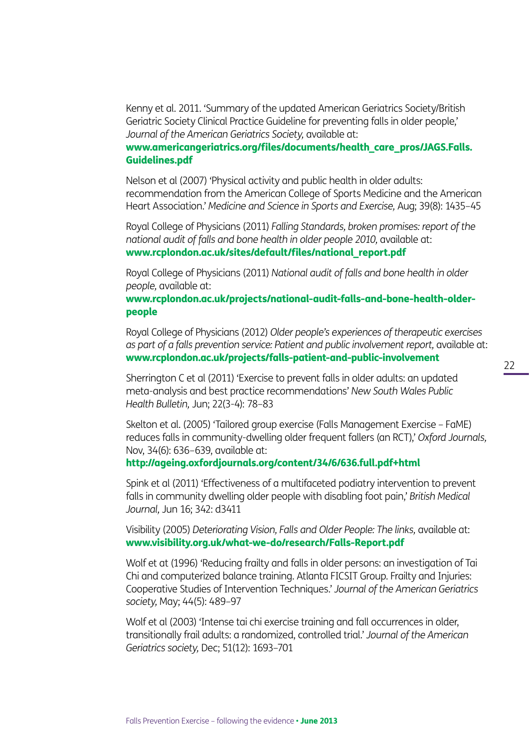Kenny et al. 2011. 'Summary of the updated American Geriatrics Society/British Geriatric Society Clinical Practice Guideline for preventing falls in older people,' *Journal of the American Geriatrics Society,* available at: **www.americangeriatrics.org/files/documents/health_care_pros/JAGS.Falls.Guidelines.pdf**

Nelson et al (2007) 'Physical activity and public health in older adults: recommendation from the American College of Sports Medicine and the American Heart Association.' *Medicine and Science in Sports and Exercise,* Aug; 39(8): 1435–45

Royal College of Physicians (2011) *Falling Standards, broken promises: report of the national audit of falls and bone health in older people 2010,* available at: **www.rcplondon.ac.uk/sites/default/files/national_report.pdf**

Royal College of Physicians (2011) *National audit of falls and bone health in older people,* available at: **www.rcplondon.ac.uk/projects/national-audit-falls-and-bone-health-older-people**

Royal College of Physicians (2012) *Older people's experiences of therapeutic exercises as part of a falls prevention service: Patient and public involvement report,* available at: **www.rcplondon.ac.uk/projects/falls-patient-and-public-involvement**

Sherrington C et al (2011) 'Exercise to prevent falls in older adults: an updated meta-analysis and best practice recommendations' *New South Wales Public Health Bulletin,* Jun; 22(3-4): 78–83

Skelton et al. (2005) 'Tailored group exercise (Falls Management Exercise – FaME) reduces falls in community-dwelling older frequent fallers (an RCT),' *Oxford Journals,* Nov, 34(6): 636–639, available at: **http://ageing.oxfordjournals.org/content/34/6/636.full.pdf+html**

Spink et al (2011) 'Effectiveness of a multifaceted podiatry intervention to prevent falls in community dwelling older people with disabling foot pain,' *British Medical Journal,* Jun 16; 342: d3411

Visibility (2005) *Deteriorating Vision, Falls and Older People: The links,* available at: **www.visibility.org.uk/what-we-do/research/Falls-Report.pdf**

Wolf et at (1996) 'Reducing frailty and falls in older persons: an investigation of Tai Chi and computerized balance training. Atlanta FICSIT Group. Frailty and Injuries: Cooperative Studies of Intervention Techniques.' *Journal of the American Geriatrics society,* May; 44(5): 489–97

Wolf et al (2003) 'Intense tai chi exercise training and fall occurrences in older, transitionally frail adults: a randomized, controlled trial.' *Journal of the American Geriatrics society,* Dec; 51(12): 1693–701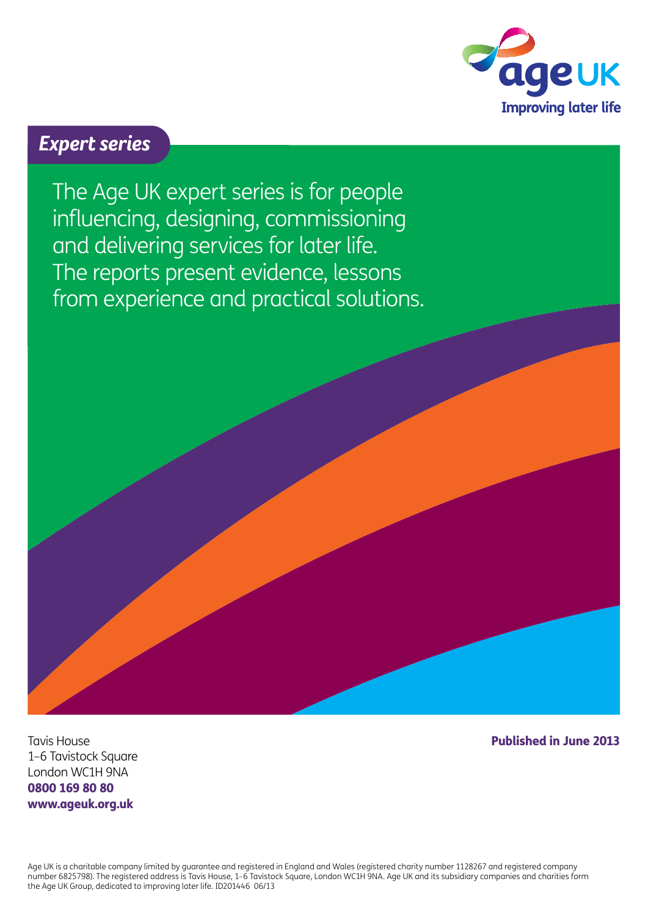age UK
Improving later life

*Expert series*

The Age UK expert series is for people influencing, designing, commissioning and delivering services for later life. The reports present evidence, lessons from experience and practical solutions.

Tavis House
1–6 Tavistock Square
London WC1H 9NA
**0800 169 80 80**
**www.ageuk.org.uk**

**Published in June 2013**

Age UK is a charitable company limited by guarantee and registered in England and Wales (registered charity number 1128267 and registered company number 6825798). The registered address is Tavis House, 1–6 Tavistock Square, London WC1H 9NA. Age UK and its subsidiary companies and charities form the Age UK Group, dedicated to improving later life. ID201446 06/13